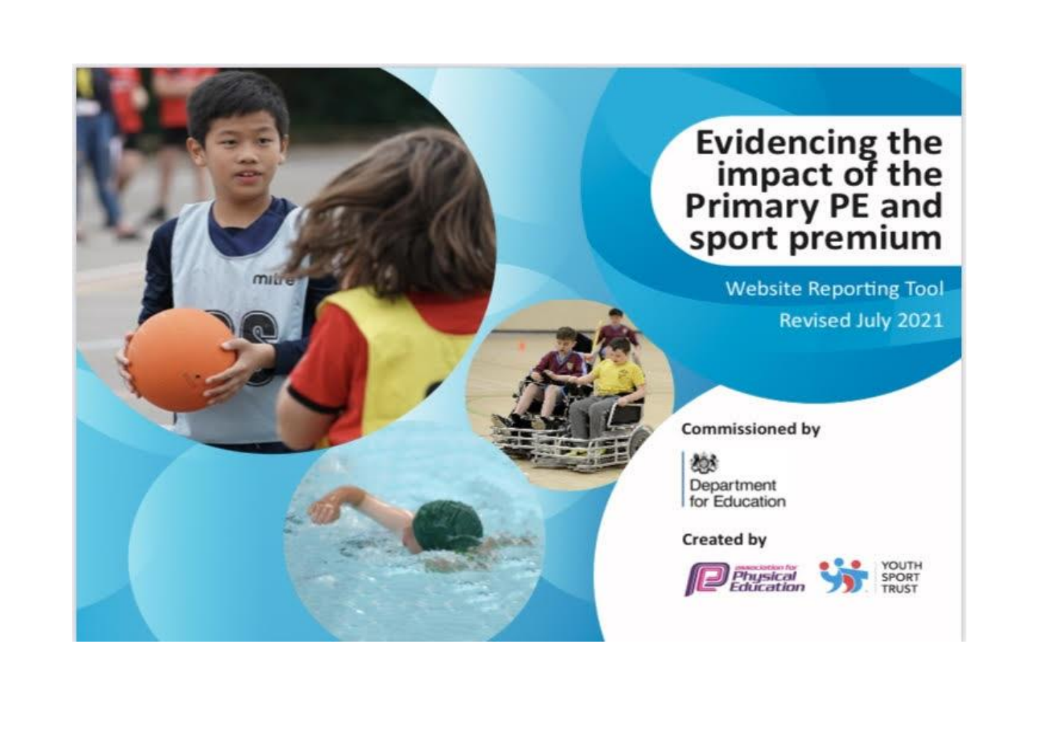# Evidencing the impact of the Primary PE and sport premium

Website Reporting Tool

Revised July 2021

Commissioned by

Department for Education

Created by

association for Physical Education

YOUTH SPORT TRUST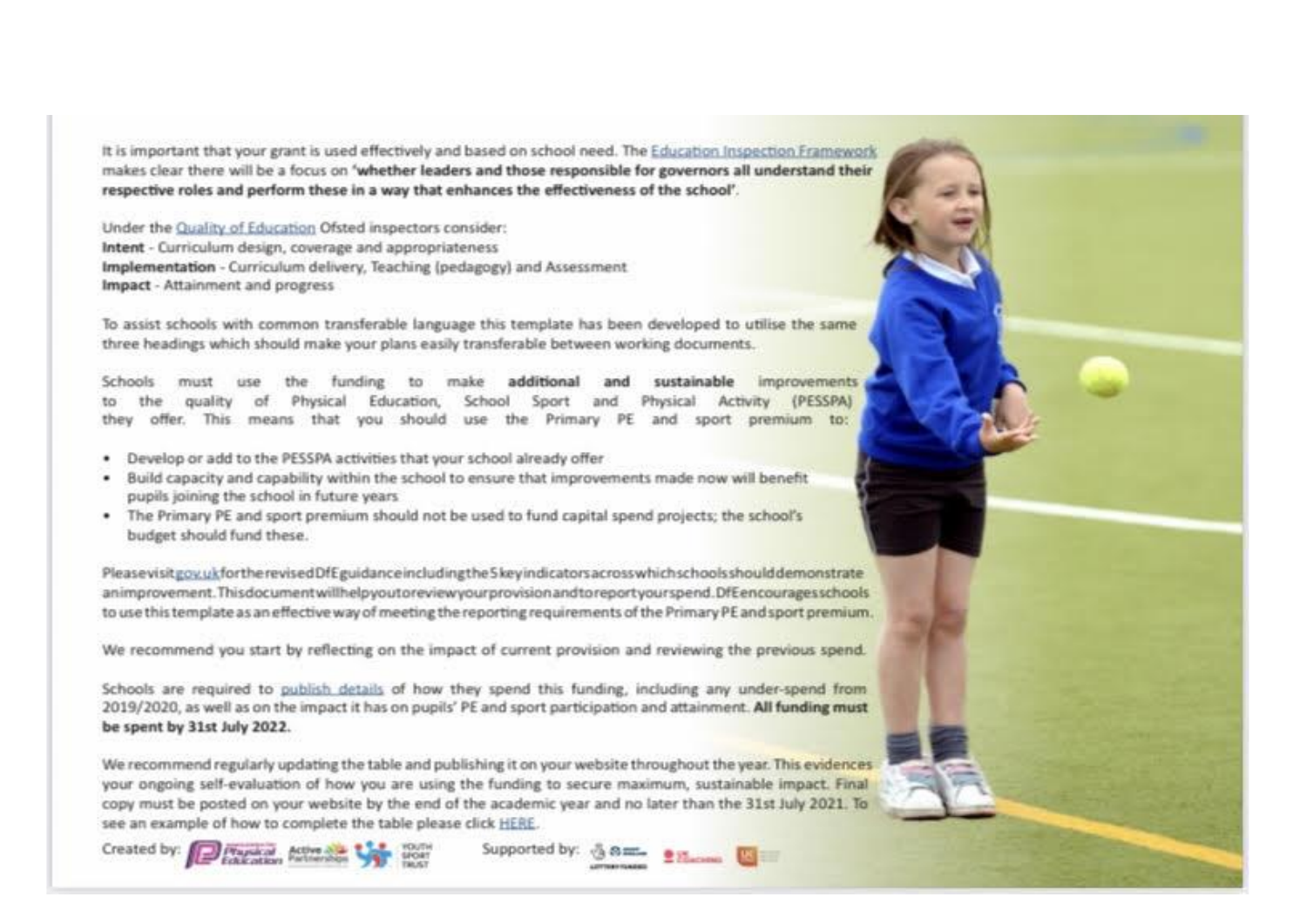It is important that your grant is used effectively and based on school need. The Education Inspection Framework makes clear there will be a focus on '**whether leaders and those responsible for governors all understand their respective roles and perform these in a way that enhances the effectiveness of the school**'.

Under the Quality of Education Ofsted inspectors consider:
**Intent** - Curriculum design, coverage and appropriateness
**Implementation** - Curriculum delivery, Teaching (pedagogy) and Assessment
**Impact** - Attainment and progress

To assist schools with common transferable language this template has been developed to utilise the same three headings which should make your plans easily transferable between working documents.

Schools must use the funding to make **additional and sustainable** improvements to the quality of Physical Education, School Sport and Physical Activity (PESSPA) they offer. This means that you should use the Primary PE and sport premium to:

- Develop or add to the PESSPA activities that your school already offer
- Build capacity and capability within the school to ensure that improvements made now will benefit pupils joining the school in future years
- The Primary PE and sport premium should not be used to fund capital spend projects; the school's budget should fund these.

Please visit gov.uk for the revised DfE guidance including the 5 key indicators across which schools should demonstrate an improvement. This document will help you to review your provision and to report your spend. DfE encourages schools to use this template as an effective way of meeting the reporting requirements of the Primary PE and sport premium.

We recommend you start by reflecting on the impact of current provision and reviewing the previous spend.

Schools are required to publish details of how they spend this funding, including any under-spend from 2019/2020, as well as on the impact it has on pupils' PE and sport participation and attainment. **All funding must be spent by 31st July 2022.**

We recommend regularly updating the table and publishing it on your website throughout the year. This evidences your ongoing self-evaluation of how you are using the funding to secure maximum, sustainable impact. Final copy must be posted on your website by the end of the academic year and no later than the 31st July 2021. To see an example of how to complete the table please click HERE.

Created by: Physical Education, Active Partnerships, Youth Sport Trust Supported by: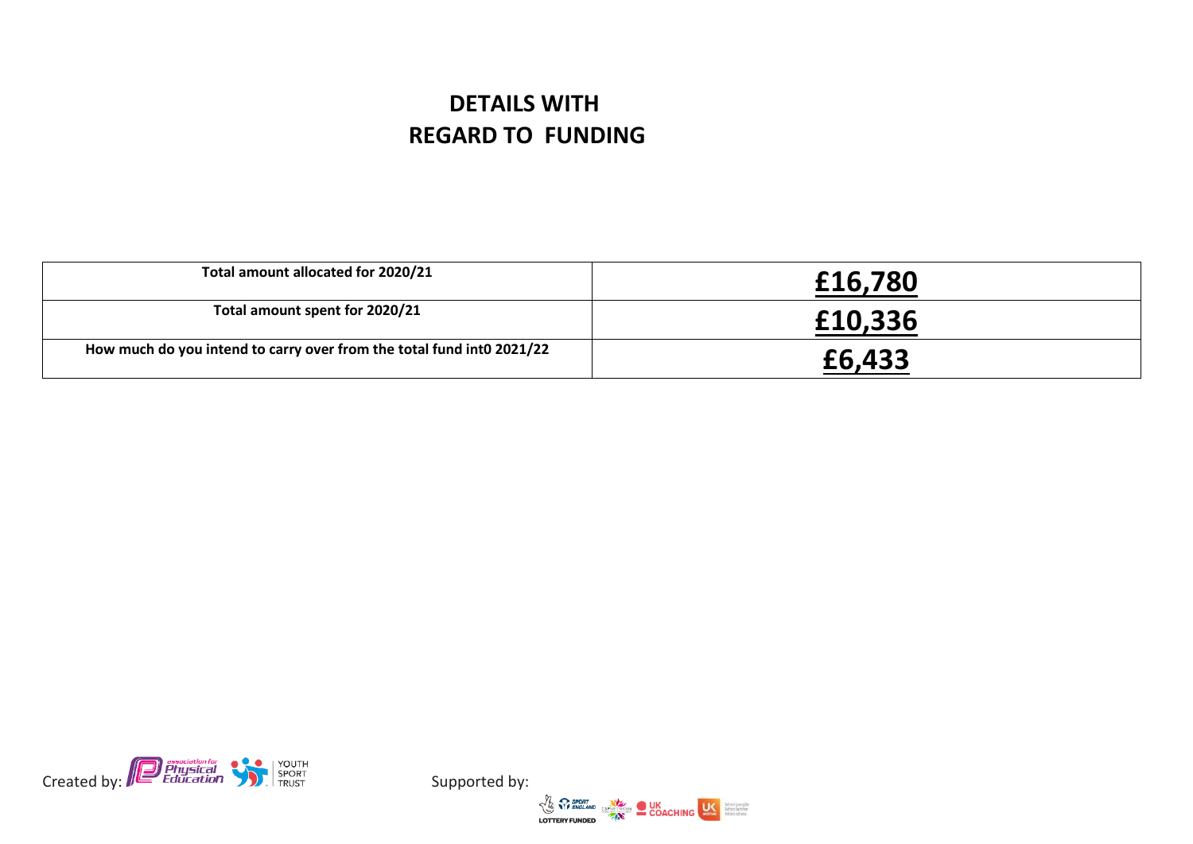# DETAILS WITH REGARD TO FUNDING

| | |
|---|---|
| **Total amount allocated for 2020/21** | **£16,780** |
| **Total amount spent for 2020/21** | **£10,336** |
| **How much do you intend to carry over from the total fund int0 2021/22** | **£6,433** |

Created by: Supported by: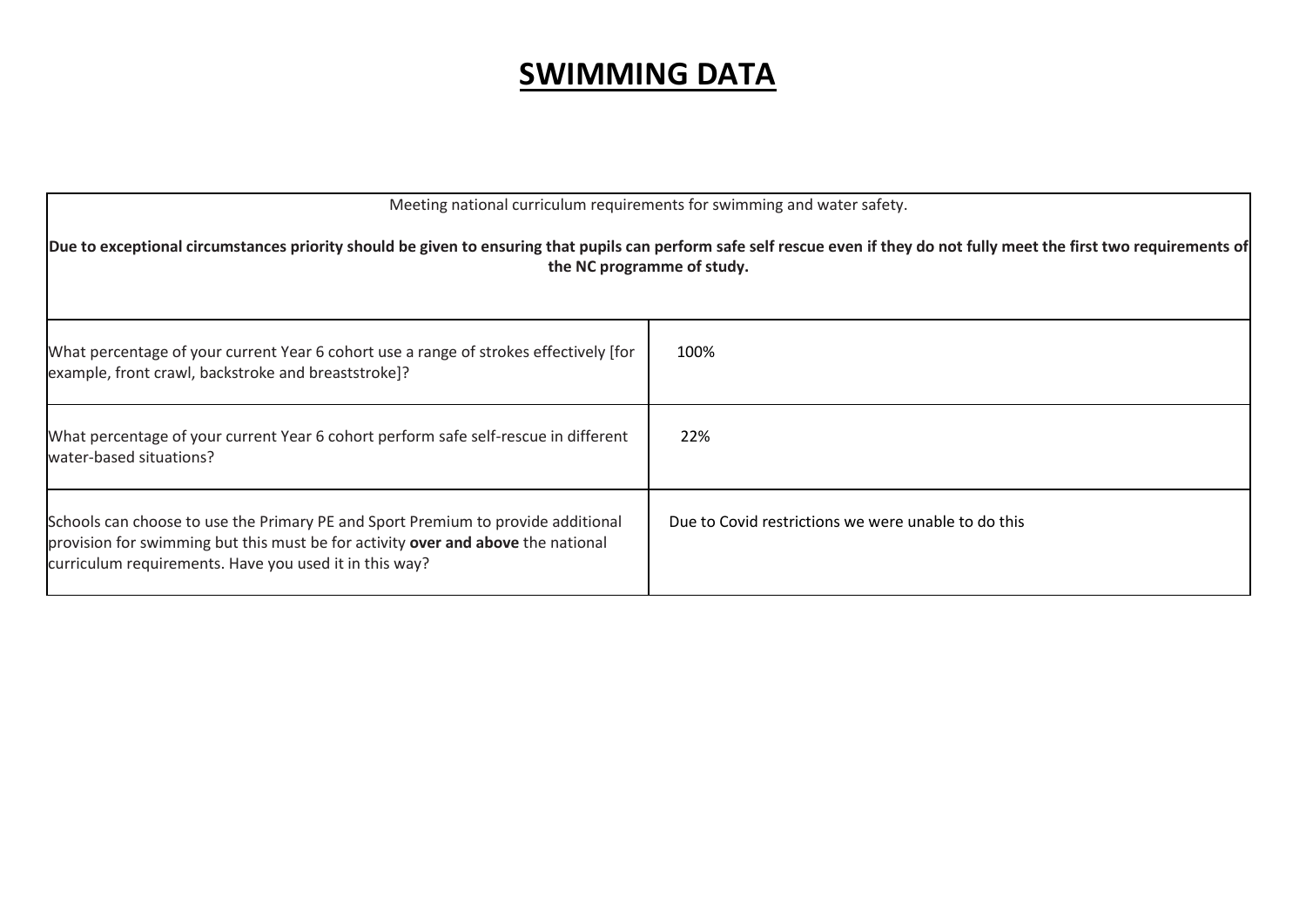# SWIMMING DATA

| | |
|---|---|
| Meeting national curriculum requirements for swimming and water safety.<br><br>**Due to exceptional circumstances priority should be given to ensuring that pupils can perform safe self rescue even if they do not fully meet the first two requirements of the NC programme of study.** | |
| What percentage of your current Year 6 cohort use a range of strokes effectively [for example, front crawl, backstroke and breaststroke]? | 100% |
| What percentage of your current Year 6 cohort perform safe self-rescue in different water-based situations? | 22% |
| Schools can choose to use the Primary PE and Sport Premium to provide additional provision for swimming but this must be for activity **over and above** the national curriculum requirements. Have you used it in this way? | Due to Covid restrictions we were unable to do this |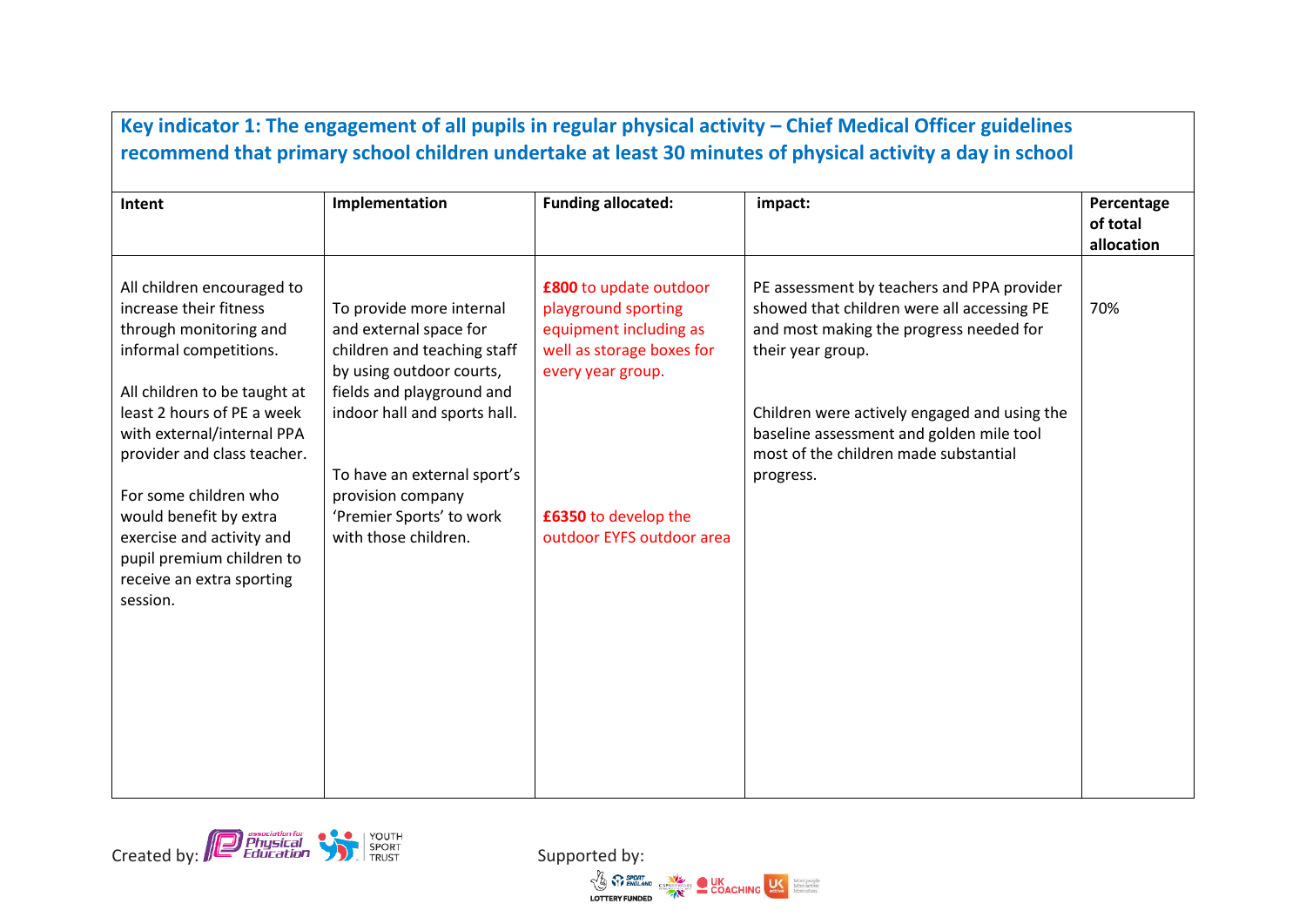**Key indicator 1: The engagement of all pupils in regular physical activity – Chief Medical Officer guidelines recommend that primary school children undertake at least 30 minutes of physical activity a day in school**

| Intent | Implementation | Funding allocated: | impact: | Percentage of total allocation |
|---|---|---|---|---|
| All children encouraged to increase their fitness through monitoring and informal competitions.<br><br>All children to be taught at least 2 hours of PE a week with external/internal PPA provider and class teacher.<br><br>For some children who would benefit by extra exercise and activity and pupil premium children to receive an extra sporting session. | To provide more internal and external space for children and teaching staff by using outdoor courts, fields and playground and indoor hall and sports hall.<br><br>To have an external sport's provision company 'Premier Sports' to work with those children. | **£800** to update outdoor playground sporting equipment including as well as storage boxes for every year group.<br><br>**£6350** to develop the outdoor EYFS outdoor area | PE assessment by teachers and PPA provider showed that children were all accessing PE and most making the progress needed for their year group.<br><br>Children were actively engaged and using the baseline assessment and golden mile tool most of the children made substantial progress. | 70% |

Created by: association for Physical Education, Youth Sport Trust

Supported by: Sport England, Lottery Funded, CSPNetwork, UK Coaching, UK Active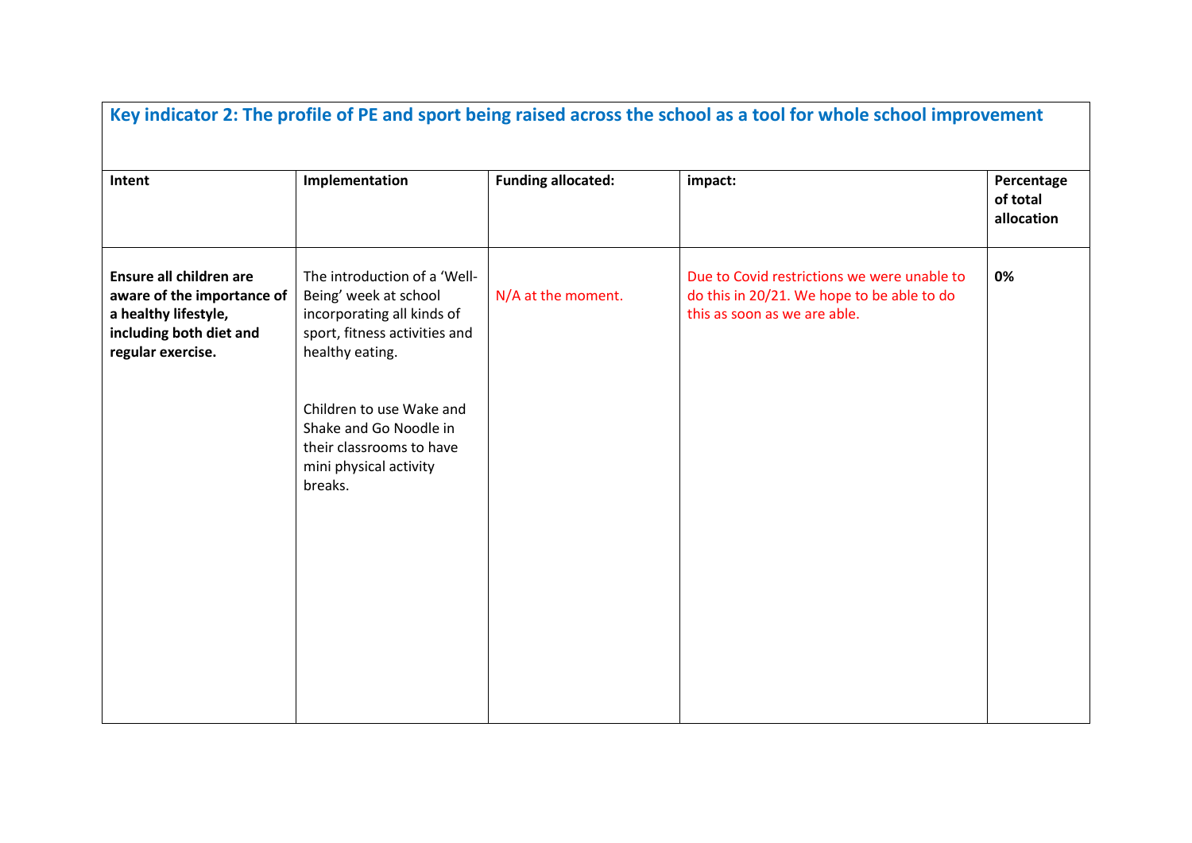| Key indicator 2: The profile of PE and sport being raised across the school as a tool for whole school improvement | | | | |
|---|---|---|---|---|
| **Intent** | **Implementation** | **Funding allocated:** | **impact:** | **Percentage of total allocation** |
| **Ensure all children are aware of the importance of a healthy lifestyle, including both diet and regular exercise.** | The introduction of a 'Well-Being' week at school incorporating all kinds of sport, fitness activities and healthy eating.<br><br>Children to use Wake and Shake and Go Noodle in their classrooms to have mini physical activity breaks. | N/A at the moment. | Due to Covid restrictions we were unable to do this in 20/21. We hope to be able to do this as soon as we are able. | **0%** |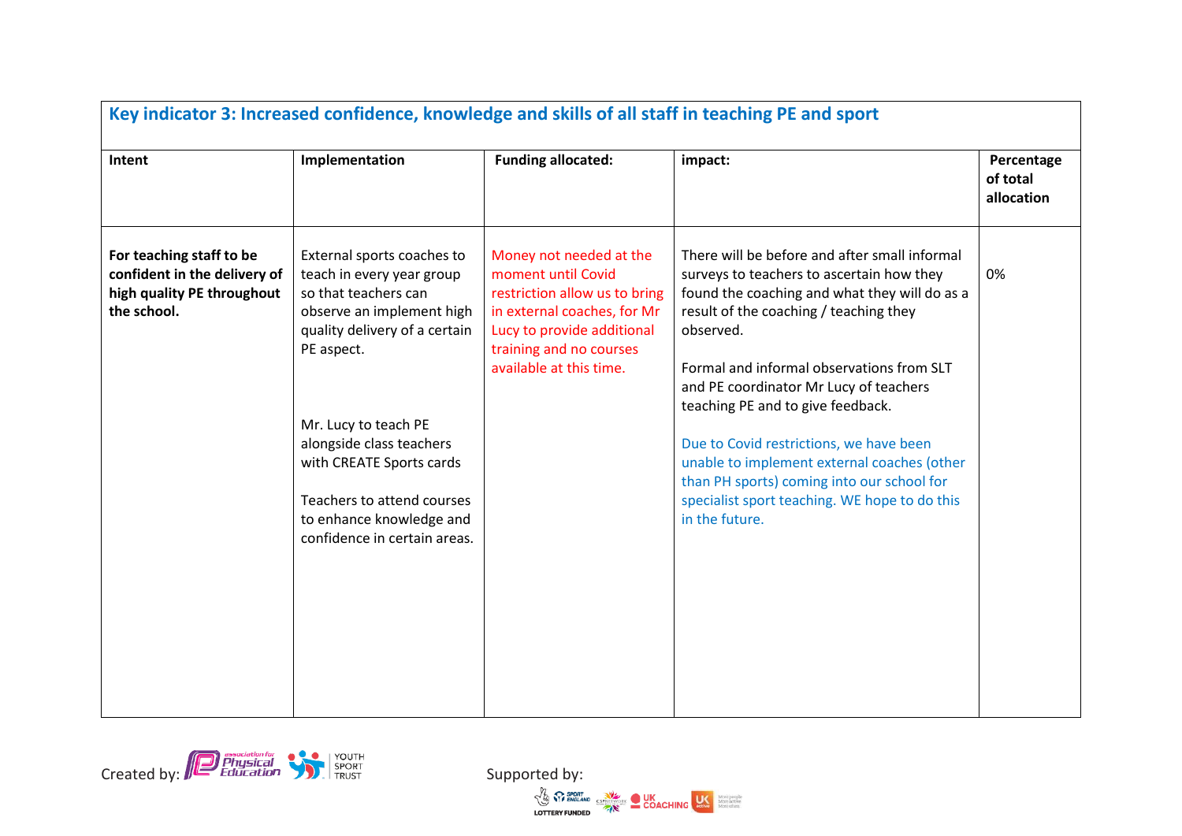| Key indicator 3: Increased confidence, knowledge and skills of all staff in teaching PE and sport | | | | |
|---|---|---|---|---|
| **Intent** | **Implementation** | **Funding allocated:** | **impact:** | **Percentage of total allocation** |
| **For teaching staff to be confident in the delivery of high quality PE throughout the school.** | External sports coaches to teach in every year group so that teachers can observe an implement high quality delivery of a certain PE aspect.<br><br>Mr. Lucy to teach PE alongside class teachers with CREATE Sports cards<br><br>Teachers to attend courses to enhance knowledge and confidence in certain areas. | Money not needed at the moment until Covid restriction allow us to bring in external coaches, for Mr Lucy to provide additional training and no courses available at this time. | There will be before and after small informal surveys to teachers to ascertain how they found the coaching and what they will do as a result of the coaching / teaching they observed.<br><br>Formal and informal observations from SLT and PE coordinator Mr Lucy of teachers teaching PE and to give feedback.<br><br>Due to Covid restrictions, we have been unable to implement external coaches (other than PH sports) coming into our school for specialist sport teaching. WE hope to do this in the future. | 0% |

Created by: association for Physical Education, Youth Sport Trust

Supported by: Sport England Lottery Funded, CSPNetwork, UK Coaching, UK Active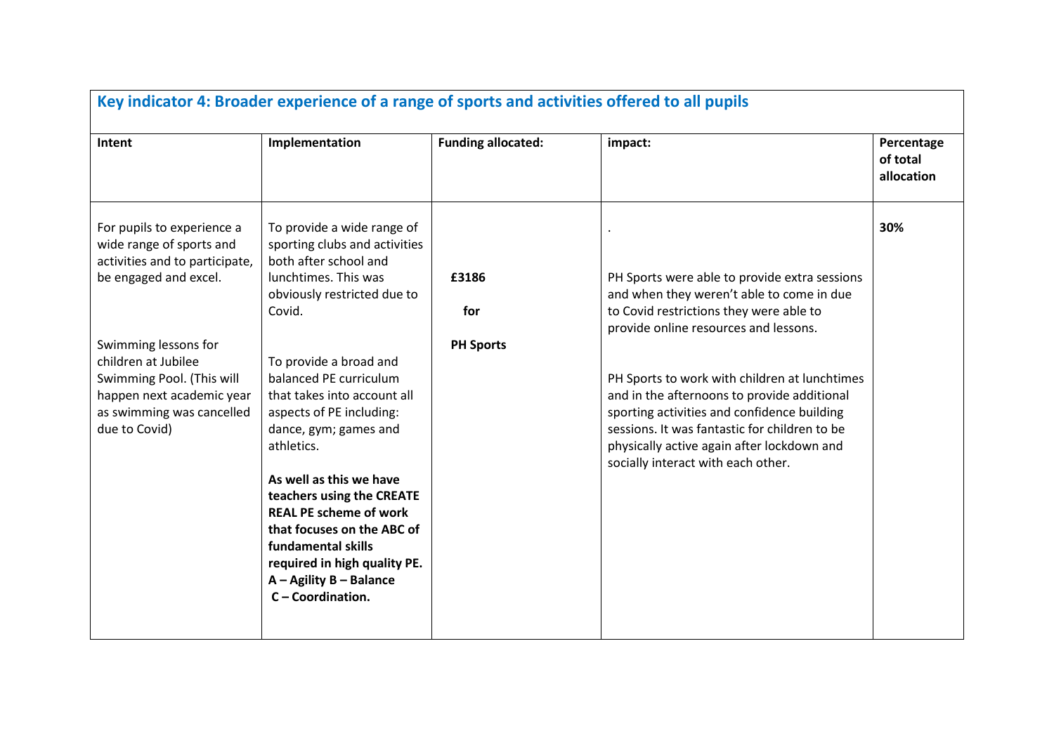| Key indicator 4: Broader experience of a range of sports and activities offered to all pupils | | | | |
|---|---|---|---|---|
| **Intent** | **Implementation** | **Funding allocated:** | **impact:** | **Percentage of total allocation** |
| For pupils to experience a wide range of sports and activities and to participate, be engaged and excel.<br><br>Swimming lessons for children at Jubilee Swimming Pool. (This will happen next academic year as swimming was cancelled due to Covid) | To provide a wide range of sporting clubs and activities both after school and lunchtimes. This was obviously restricted due to Covid.<br><br>To provide a broad and balanced PE curriculum that takes into account all aspects of PE including: dance, gym; games and athletics.<br><br>**As well as this we have teachers using the CREATE REAL PE scheme of work that focuses on the ABC of fundamental skills required in high quality PE. A – Agility B – Balance C – Coordination.** | **£3186**<br><br>**for**<br><br>**PH Sports** | .<br><br>PH Sports were able to provide extra sessions and when they weren't able to come in due to Covid restrictions they were able to provide online resources and lessons.<br><br>PH Sports to work with children at lunchtimes and in the afternoons to provide additional sporting activities and confidence building sessions. It was fantastic for children to be physically active again after lockdown and socially interact with each other. | **30%** |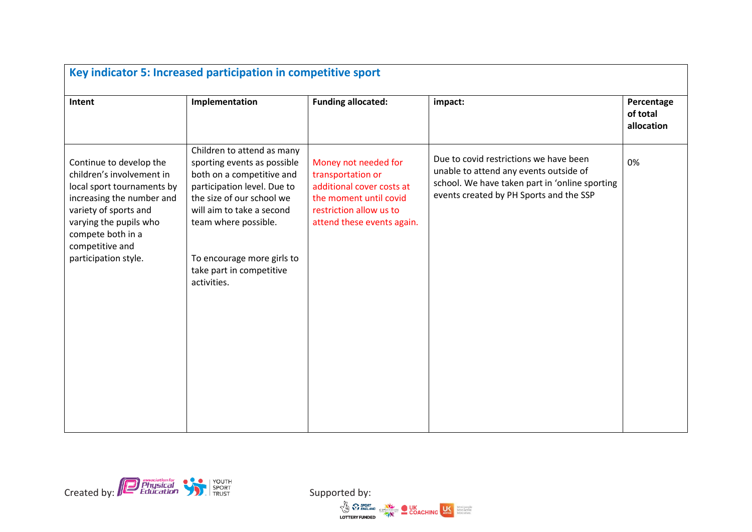| Key indicator 5: Increased participation in competitive sport | | | | |
|---|---|---|---|---|
| **Intent** | **Implementation** | **Funding allocated:** | **impact:** | **Percentage of total allocation** |
| Continue to develop the children's involvement in local sport tournaments by increasing the number and variety of sports and varying the pupils who compete both in a competitive and participation style. | Children to attend as many sporting events as possible both on a competitive and participation level. Due to the size of our school we will aim to take a second team where possible.<br><br>To encourage more girls to take part in competitive activities. | Money not needed for transportation or additional cover costs at the moment until covid restriction allow us to attend these events again. | Due to covid restrictions we have been unable to attend any events outside of school. We have taken part in 'online sporting events created by PH Sports and the SSP | 0% |

Created by: association for Physical Education, YOUTH SPORT TRUST

Supported by: SPORT ENGLAND LOTTERY FUNDED, CSPNETWORK, UK COACHING, UK active